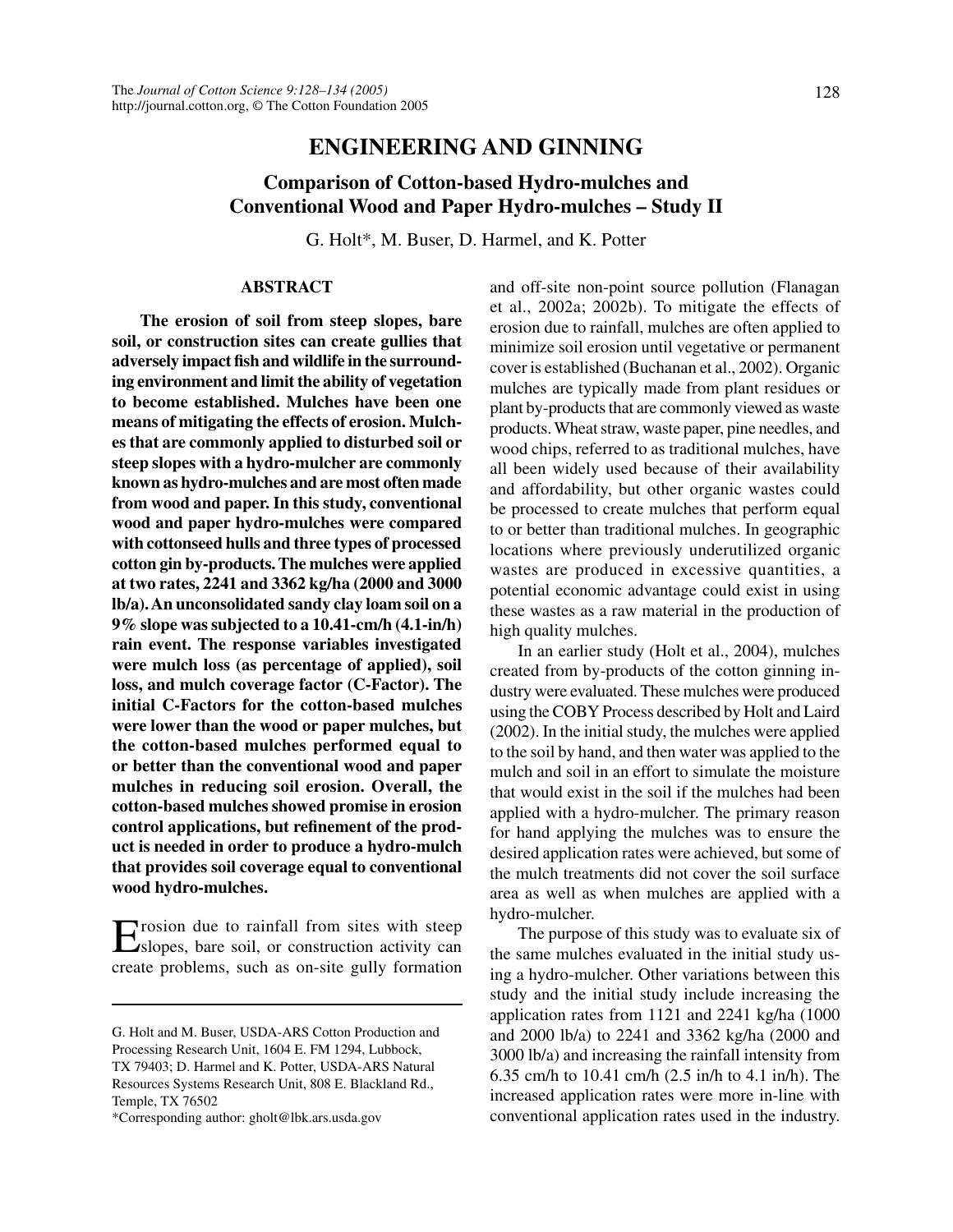# ENGINEERING AND GINNING

## Comparison of Cotton-based Hydro-mulches and Conventional Wood and Paper Hydro-mulches – Study II

G. Holt*, M. Buser, D. Harmel, and K. Potter

### ABSTRACT

**The erosion of soil from steep slopes, bare soil, or construction sites can create gullies that adversely impact fish and wildlife in the surrounding environment and limit the ability of vegetation to become established. Mulches have been one means of mitigating the effects of erosion. Mulches that are commonly applied to disturbed soil or steep slopes with a hydro-mulcher are commonly known as hydro-mulches and are most often made from wood and paper. In this study, conventional wood and paper hydro-mulches were compared with cottonseed hulls and three types of processed cotton gin by-products. The mulches were applied at two rates, 2241 and 3362 kg/ha (2000 and 3000 lb/a). An unconsolidated sandy clay loam soil on a 9% slope was subjected to a 10.41-cm/h (4.1-in/h) rain event. The response variables investigated were mulch loss (as percentage of applied), soil loss, and mulch coverage factor (C-Factor). The initial C-Factors for the cotton-based mulches were lower than the wood or paper mulches, but the cotton-based mulches performed equal to or better than the conventional wood and paper mulches in reducing soil erosion. Overall, the cotton-based mulches showed promise in erosion control applications, but refinement of the product is needed in order to produce a hydro-mulch that provides soil coverage equal to conventional wood hydro-mulches.**

Erosion due to rainfall from sites with steep slopes, bare soil, or construction activity can create problems, such as on-site gully formation and off-site non-point source pollution (Flanagan et al., 2002a; 2002b). To mitigate the effects of erosion due to rainfall, mulches are often applied to minimize soil erosion until vegetative or permanent cover is established (Buchanan et al., 2002). Organic mulches are typically made from plant residues or plant by-products that are commonly viewed as waste products. Wheat straw, waste paper, pine needles, and wood chips, referred to as traditional mulches, have all been widely used because of their availability and affordability, but other organic wastes could be processed to create mulches that perform equal to or better than traditional mulches. In geographic locations where previously underutilized organic wastes are produced in excessive quantities, a potential economic advantage could exist in using these wastes as a raw material in the production of high quality mulches.

In an earlier study (Holt et al., 2004), mulches created from by-products of the cotton ginning industry were evaluated. These mulches were produced using the COBY Process described by Holt and Laird (2002). In the initial study, the mulches were applied to the soil by hand, and then water was applied to the mulch and soil in an effort to simulate the moisture that would exist in the soil if the mulches had been applied with a hydro-mulcher. The primary reason for hand applying the mulches was to ensure the desired application rates were achieved, but some of the mulch treatments did not cover the soil surface area as well as when mulches are applied with a hydro-mulcher.

The purpose of this study was to evaluate six of the same mulches evaluated in the initial study using a hydro-mulcher. Other variations between this study and the initial study include increasing the application rates from 1121 and 2241 kg/ha (1000 and 2000 lb/a) to 2241 and 3362 kg/ha (2000 and 3000 lb/a) and increasing the rainfall intensity from 6.35 cm/h to 10.41 cm/h (2.5 in/h to 4.1 in/h). The increased application rates were more in-line with conventional application rates used in the industry.

---

G. Holt and M. Buser, USDA-ARS Cotton Production and Processing Research Unit, 1604 E. FM 1294, Lubbock, TX 79403; D. Harmel and K. Potter, USDA-ARS Natural Resources Systems Research Unit, 808 E. Blackland Rd., Temple, TX 76502

*Corresponding author: gholt@lbk.ars.usda.gov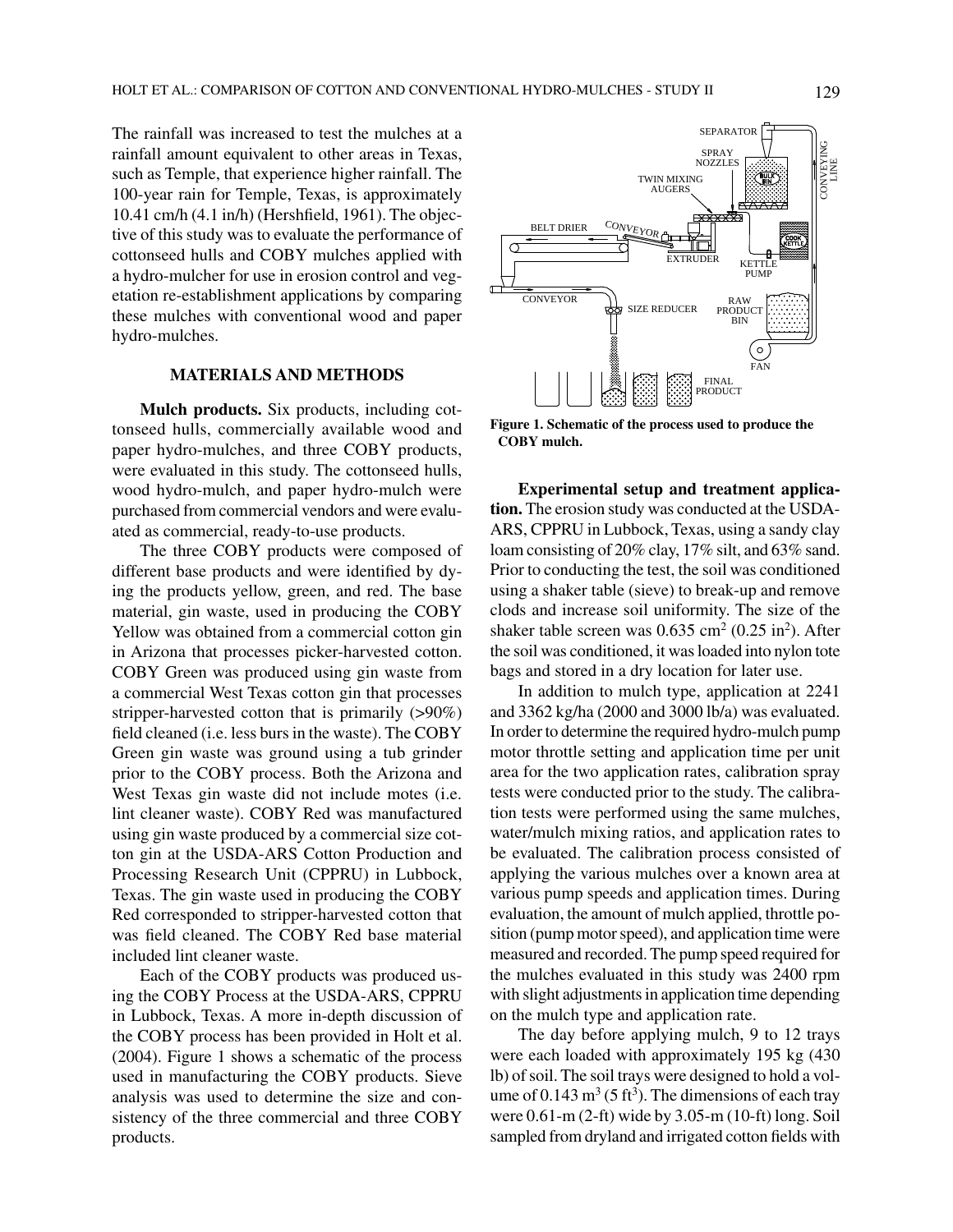The rainfall was increased to test the mulches at a rainfall amount equivalent to other areas in Texas, such as Temple, that experience higher rainfall. The 100-year rain for Temple, Texas, is approximately 10.41 cm/h (4.1 in/h) (Hershfield, 1961). The objective of this study was to evaluate the performance of cottonseed hulls and COBY mulches applied with a hydro-mulcher for use in erosion control and vegetation re-establishment applications by comparing these mulches with conventional wood and paper hydro-mulches.

## MATERIALS AND METHODS

**Mulch products.** Six products, including cottonseed hulls, commercially available wood and paper hydro-mulches, and three COBY products, were evaluated in this study. The cottonseed hulls, wood hydro-mulch, and paper hydro-mulch were purchased from commercial vendors and were evaluated as commercial, ready-to-use products.

The three COBY products were composed of different base products and were identified by dying the products yellow, green, and red. The base material, gin waste, used in producing the COBY Yellow was obtained from a commercial cotton gin in Arizona that processes picker-harvested cotton. COBY Green was produced using gin waste from a commercial West Texas cotton gin that processes stripper-harvested cotton that is primarily (>90%) field cleaned (i.e. less burs in the waste). The COBY Green gin waste was ground using a tub grinder prior to the COBY process. Both the Arizona and West Texas gin waste did not include motes (i.e. lint cleaner waste). COBY Red was manufactured using gin waste produced by a commercial size cotton gin at the USDA-ARS Cotton Production and Processing Research Unit (CPPRU) in Lubbock, Texas. The gin waste used in producing the COBY Red corresponded to stripper-harvested cotton that was field cleaned. The COBY Red base material included lint cleaner waste.

Each of the COBY products was produced using the COBY Process at the USDA-ARS, CPPRU in Lubbock, Texas. A more in-depth discussion of the COBY process has been provided in Holt et al. (2004). Figure 1 shows a schematic of the process used in manufacturing the COBY products. Sieve analysis was used to determine the size and consistency of the three commercial and three COBY products.

**Figure 1. Schematic of the process used to produce the COBY mulch.**

**Experimental setup and treatment application.** The erosion study was conducted at the USDA-ARS, CPPRU in Lubbock, Texas, using a sandy clay loam consisting of 20% clay, 17% silt, and 63% sand. Prior to conducting the test, the soil was conditioned using a shaker table (sieve) to break-up and remove clods and increase soil uniformity. The size of the shaker table screen was 0.635 $cm^2$ (0.25 $in^2$). After the soil was conditioned, it was loaded into nylon tote bags and stored in a dry location for later use.

In addition to mulch type, application at 2241 and 3362 kg/ha (2000 and 3000 lb/a) was evaluated. In order to determine the required hydro-mulch pump motor throttle setting and application time per unit area for the two application rates, calibration spray tests were conducted prior to the study. The calibration tests were performed using the same mulches, water/mulch mixing ratios, and application rates to be evaluated. The calibration process consisted of applying the various mulches over a known area at various pump speeds and application times. During evaluation, the amount of mulch applied, throttle position (pump motor speed), and application time were measured and recorded. The pump speed required for the mulches evaluated in this study was 2400 rpm with slight adjustments in application time depending on the mulch type and application rate.

The day before applying mulch, 9 to 12 trays were each loaded with approximately 195 kg (430 lb) of soil. The soil trays were designed to hold a volume of 0.143 $m^3$ (5 $ft^3$). The dimensions of each tray were 0.61-m (2-ft) wide by 3.05-m (10-ft) long. Soil sampled from dryland and irrigated cotton fields with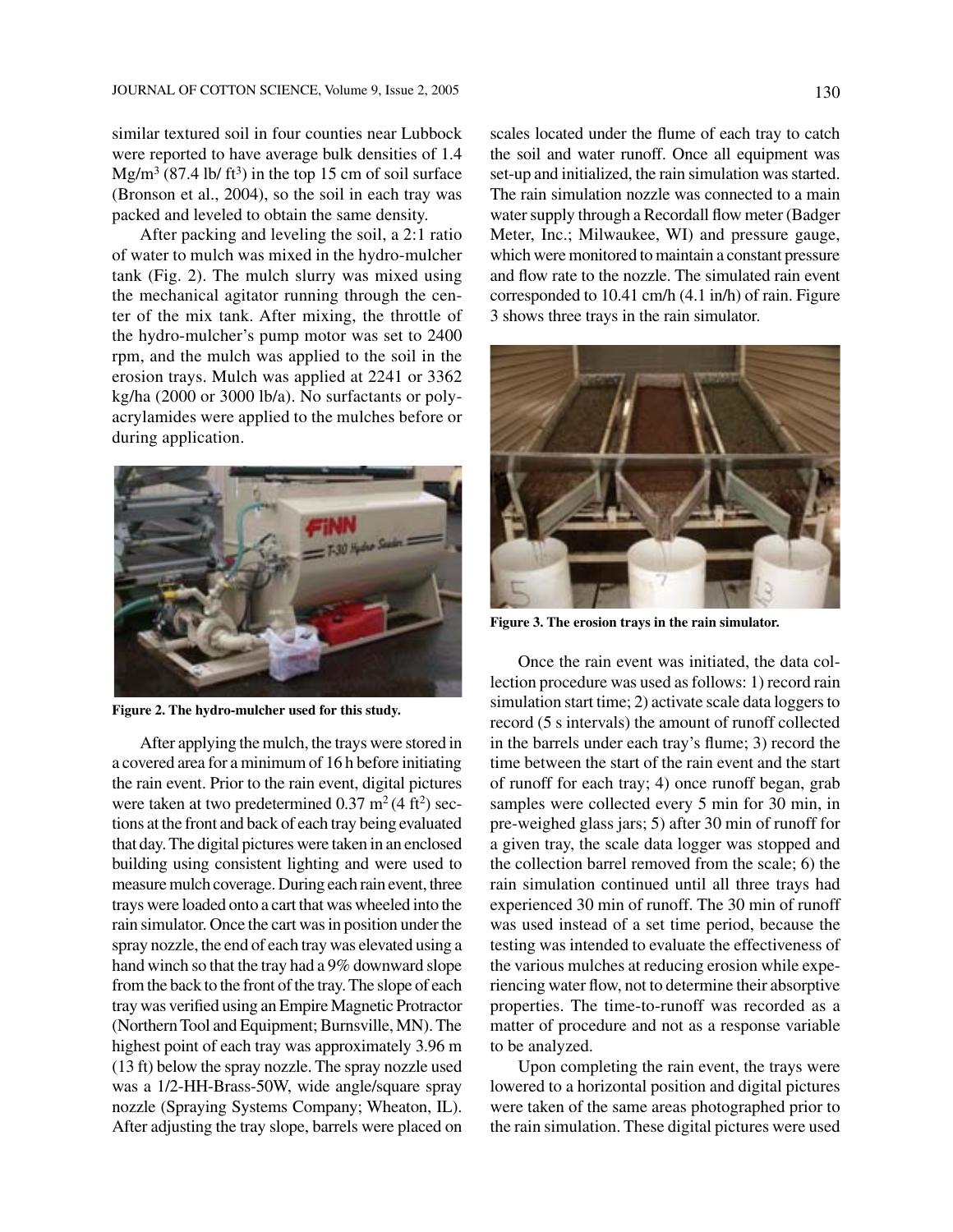similar textured soil in four counties near Lubbock were reported to have average bulk densities of 1.4 $Mg/m^3$ (87.4 lb/ $ft^3$) in the top 15 cm of soil surface (Bronson et al., 2004), so the soil in each tray was packed and leveled to obtain the same density.

After packing and leveling the soil, a 2:1 ratio of water to mulch was mixed in the hydro-mulcher tank (Fig. 2). The mulch slurry was mixed using the mechanical agitator running through the center of the mix tank. After mixing, the throttle of the hydro-mulcher's pump motor was set to 2400 rpm, and the mulch was applied to the soil in the erosion trays. Mulch was applied at 2241 or 3362 kg/ha (2000 or 3000 lb/a). No surfactants or polyacrylamides were applied to the mulches before or during application.

**Figure 2. The hydro-mulcher used for this study.**

After applying the mulch, the trays were stored in a covered area for a minimum of 16 h before initiating the rain event. Prior to the rain event, digital pictures were taken at two predetermined 0.37 $m^2$ (4 $ft^2$) sections at the front and back of each tray being evaluated that day. The digital pictures were taken in an enclosed building using consistent lighting and were used to measure mulch coverage. During each rain event, three trays were loaded onto a cart that was wheeled into the rain simulator. Once the cart was in position under the spray nozzle, the end of each tray was elevated using a hand winch so that the tray had a 9% downward slope from the back to the front of the tray. The slope of each tray was verified using an Empire Magnetic Protractor (Northern Tool and Equipment; Burnsville, MN). The highest point of each tray was approximately 3.96 m (13 ft) below the spray nozzle. The spray nozzle used was a 1/2-HH-Brass-50W, wide angle/square spray nozzle (Spraying Systems Company; Wheaton, IL). After adjusting the tray slope, barrels were placed on scales located under the flume of each tray to catch the soil and water runoff. Once all equipment was set-up and initialized, the rain simulation was started. The rain simulation nozzle was connected to a main water supply through a Recordall flow meter (Badger Meter, Inc.; Milwaukee, WI) and pressure gauge, which were monitored to maintain a constant pressure and flow rate to the nozzle. The simulated rain event corresponded to 10.41 cm/h (4.1 in/h) of rain. Figure 3 shows three trays in the rain simulator.

**Figure 3. The erosion trays in the rain simulator.**

Once the rain event was initiated, the data collection procedure was used as follows: 1) record rain simulation start time; 2) activate scale data loggers to record (5 s intervals) the amount of runoff collected in the barrels under each tray's flume; 3) record the time between the start of the rain event and the start of runoff for each tray; 4) once runoff began, grab samples were collected every 5 min for 30 min, in pre-weighed glass jars; 5) after 30 min of runoff for a given tray, the scale data logger was stopped and the collection barrel removed from the scale; 6) the rain simulation continued until all three trays had experienced 30 min of runoff. The 30 min of runoff was used instead of a set time period, because the testing was intended to evaluate the effectiveness of the various mulches at reducing erosion while experiencing water flow, not to determine their absorptive properties. The time-to-runoff was recorded as a matter of procedure and not as a response variable to be analyzed.

Upon completing the rain event, the trays were lowered to a horizontal position and digital pictures were taken of the same areas photographed prior to the rain simulation. These digital pictures were used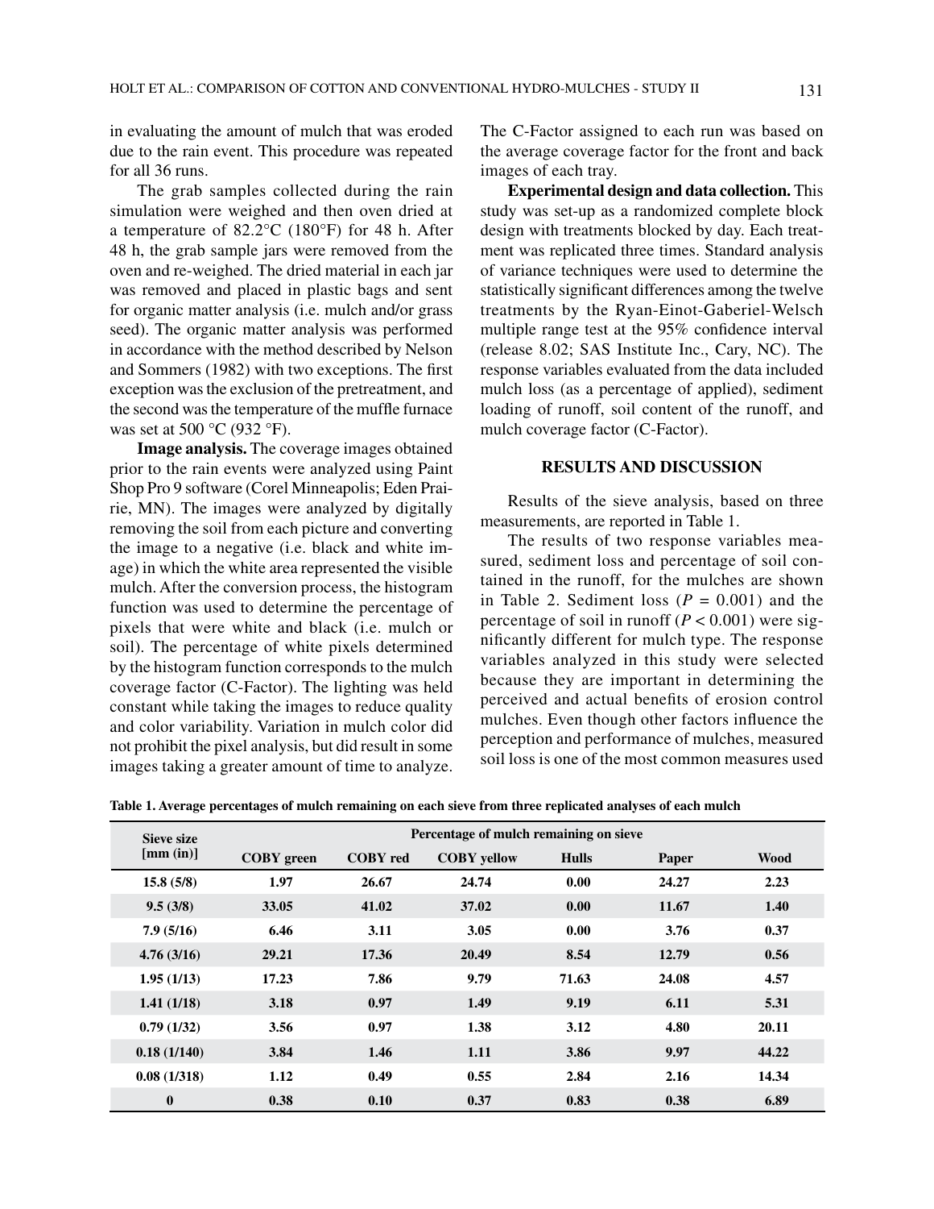in evaluating the amount of mulch that was eroded due to the rain event. This procedure was repeated for all 36 runs.

The grab samples collected during the rain simulation were weighed and then oven dried at a temperature of 82.2°C (180°F) for 48 h. After 48 h, the grab sample jars were removed from the oven and re-weighed. The dried material in each jar was removed and placed in plastic bags and sent for organic matter analysis (i.e. mulch and/or grass seed). The organic matter analysis was performed in accordance with the method described by Nelson and Sommers (1982) with two exceptions. The first exception was the exclusion of the pretreatment, and the second was the temperature of the muffle furnace was set at 500 °C (932 °F).

**Image analysis.** The coverage images obtained prior to the rain events were analyzed using Paint Shop Pro 9 software (Corel Minneapolis; Eden Prairie, MN). The images were analyzed by digitally removing the soil from each picture and converting the image to a negative (i.e. black and white image) in which the white area represented the visible mulch. After the conversion process, the histogram function was used to determine the percentage of pixels that were white and black (i.e. mulch or soil). The percentage of white pixels determined by the histogram function corresponds to the mulch coverage factor (C-Factor). The lighting was held constant while taking the images to reduce quality and color variability. Variation in mulch color did not prohibit the pixel analysis, but did result in some images taking a greater amount of time to analyze. The C-Factor assigned to each run was based on the average coverage factor for the front and back images of each tray.

**Experimental design and data collection.** This study was set-up as a randomized complete block design with treatments blocked by day. Each treatment was replicated three times. Standard analysis of variance techniques were used to determine the statistically significant differences among the twelve treatments by the Ryan-Einot-Gaberiel-Welsch multiple range test at the 95% confidence interval (release 8.02; SAS Institute Inc., Cary, NC). The response variables evaluated from the data included mulch loss (as a percentage of applied), sediment loading of runoff, soil content of the runoff, and mulch coverage factor (C-Factor).

## RESULTS AND DISCUSSION

Results of the sieve analysis, based on three measurements, are reported in Table 1.

The results of two response variables measured, sediment loss and percentage of soil contained in the runoff, for the mulches are shown in Table 2. Sediment loss ($P = 0.001$) and the percentage of soil in runoff ($P < 0.001$) were significantly different for mulch type. The response variables analyzed in this study were selected because they are important in determining the perceived and actual benefits of erosion control mulches. Even though other factors influence the perception and performance of mulches, measured soil loss is one of the most common measures used

**Table 1. Average percentages of mulch remaining on each sieve from three replicated analyses of each mulch**

| Sieve size [mm (in)] | Percentage of mulch remaining on sieve | | | | | |
|---|---|---|---|---|---|---|
| | COBY green | COBY red | COBY yellow | Hulls | Paper | Wood |
| 15.8 (5/8) | 1.97 | 26.67 | 24.74 | 0.00 | 24.27 | 2.23 |
| 9.5 (3/8) | 33.05 | 41.02 | 37.02 | 0.00 | 11.67 | 1.40 |
| 7.9 (5/16) | 6.46 | 3.11 | 3.05 | 0.00 | 3.76 | 0.37 |
| 4.76 (3/16) | 29.21 | 17.36 | 20.49 | 8.54 | 12.79 | 0.56 |
| 1.95 (1/13) | 17.23 | 7.86 | 9.79 | 71.63 | 24.08 | 4.57 |
| 1.41 (1/18) | 3.18 | 0.97 | 1.49 | 9.19 | 6.11 | 5.31 |
| 0.79 (1/32) | 3.56 | 0.97 | 1.38 | 3.12 | 4.80 | 20.11 |
| 0.18 (1/140) | 3.84 | 1.46 | 1.11 | 3.86 | 9.97 | 44.22 |
| 0.08 (1/318) | 1.12 | 0.49 | 0.55 | 2.84 | 2.16 | 14.34 |
| 0 | 0.38 | 0.10 | 0.37 | 0.83 | 0.38 | 6.89 |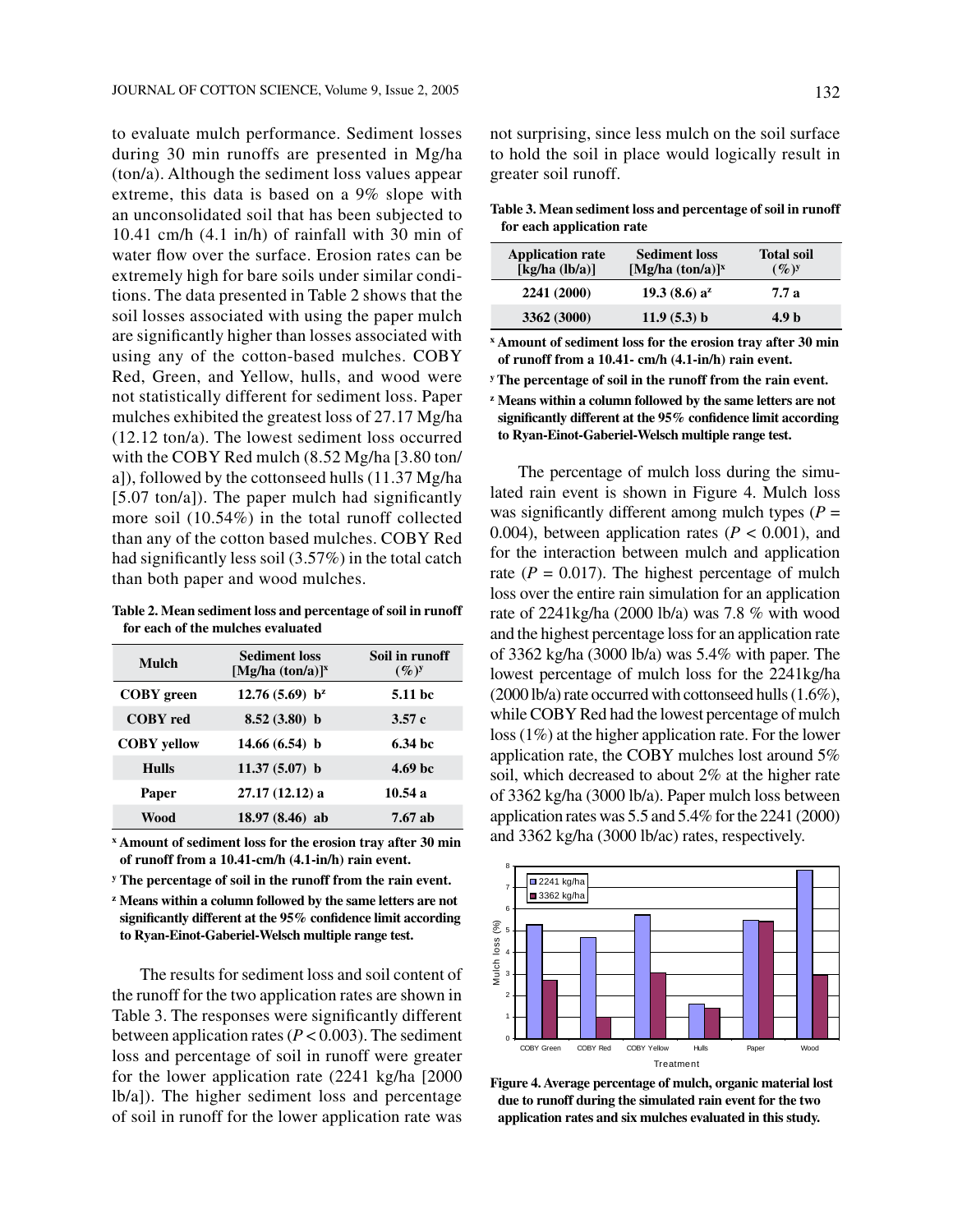to evaluate mulch performance. Sediment losses during 30 min runoffs are presented in Mg/ha (ton/a). Although the sediment loss values appear extreme, this data is based on a 9% slope with an unconsolidated soil that has been subjected to 10.41 cm/h (4.1 in/h) of rainfall with 30 min of water flow over the surface. Erosion rates can be extremely high for bare soils under similar conditions. The data presented in Table 2 shows that the soil losses associated with using the paper mulch are significantly higher than losses associated with using any of the cotton-based mulches. COBY Red, Green, and Yellow, hulls, and wood were not statistically different for sediment loss. Paper mulches exhibited the greatest loss of 27.17 Mg/ha (12.12 ton/a). The lowest sediment loss occurred with the COBY Red mulch (8.52 Mg/ha [3.80 ton/a]), followed by the cottonseed hulls (11.37 Mg/ha [5.07 ton/a]). The paper mulch had significantly more soil (10.54%) in the total runoff collected than any of the cotton based mulches. COBY Red had significantly less soil (3.57%) in the total catch than both paper and wood mulches.

**Table 2. Mean sediment loss and percentage of soil in runoff for each of the mulches evaluated**

| Mulch | Sediment loss [Mg/ha (ton/a)][x] | Soil in runoff (%)[y] |
|---|---|---|
| COBY green | 12.76 (5.69) b[z] | 5.11 bc |
| COBY red | 8.52 (3.80) b | 3.57 c |
| COBY yellow | 14.66 (6.54) b | 6.34 bc |
| Hulls | 11.37 (5.07) b | 4.69 bc |
| Paper | 27.17 (12.12) a | 10.54 a |
| Wood | 18.97 (8.46) ab | 7.67 ab |

[x] Amount of sediment loss for the erosion tray after 30 min of runoff from a 10.41-cm/h (4.1-in/h) rain event.

[y] The percentage of soil in the runoff from the rain event.

[z] Means within a column followed by the same letters are not significantly different at the 95% confidence limit according to Ryan-Einot-Gaberiel-Welsch multiple range test.

The results for sediment loss and soil content of the runoff for the two application rates are shown in Table 3. The responses were significantly different between application rates ($P < 0.003$). The sediment loss and percentage of soil in runoff were greater for the lower application rate (2241 kg/ha [2000 lb/a]). The higher sediment loss and percentage of soil in runoff for the lower application rate was not surprising, since less mulch on the soil surface to hold the soil in place would logically result in greater soil runoff.

**Table 3. Mean sediment loss and percentage of soil in runoff for each application rate**

| Application rate [kg/ha (lb/a)] | Sediment loss [Mg/ha (ton/a)][x] | Total soil (%)[y] |
|---|---|---|
| 2241 (2000) | 19.3 (8.6) a[z] | 7.7 a |
| 3362 (3000) | 11.9 (5.3) b | 4.9 b |

[x] Amount of sediment loss for the erosion tray after 30 min of runoff from a 10.41- cm/h (4.1-in/h) rain event.

[y] The percentage of soil in the runoff from the rain event.

[z] Means within a column followed by the same letters are not significantly different at the 95% confidence limit according to Ryan-Einot-Gaberiel-Welsch multiple range test.

The percentage of mulch loss during the simulated rain event is shown in Figure 4. Mulch loss was significantly different among mulch types ($P = 0.004$), between application rates ($P < 0.001$), and for the interaction between mulch and application rate ($P = 0.017$). The highest percentage of mulch loss over the entire rain simulation for an application rate of 2241kg/ha (2000 lb/a) was 7.8 % with wood and the highest percentage loss for an application rate of 3362 kg/ha (3000 lb/a) was 5.4% with paper. The lowest percentage of mulch loss for the 2241kg/ha (2000 lb/a) rate occurred with cottonseed hulls (1.6%), while COBY Red had the lowest percentage of mulch loss (1%) at the higher application rate. For the lower application rate, the COBY mulches lost around 5% soil, which decreased to about 2% at the higher rate of 3362 kg/ha (3000 lb/a). Paper mulch loss between application rates was 5.5 and 5.4% for the 2241 (2000) and 3362 kg/ha (3000 lb/ac) rates, respectively.

**Figure 4. Average percentage of mulch, organic material lost due to runoff during the simulated rain event for the two application rates and six mulches evaluated in this study.**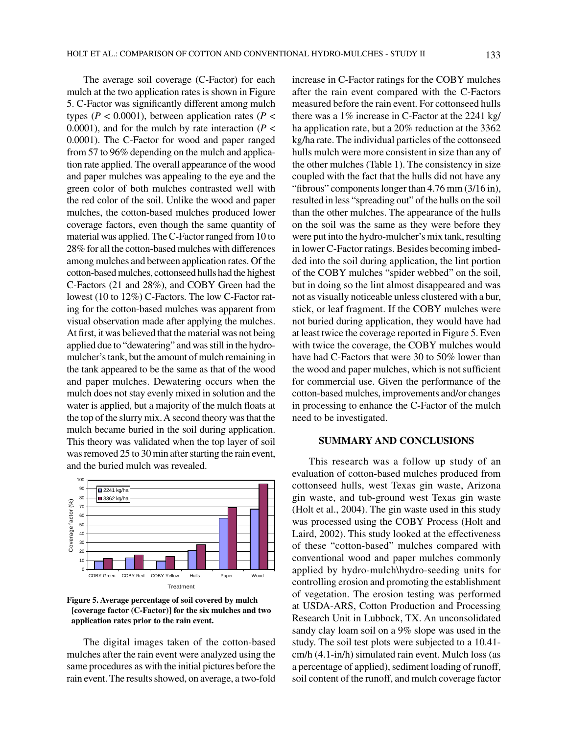The average soil coverage (C-Factor) for each mulch at the two application rates is shown in Figure 5. C-Factor was significantly different among mulch types ($P < 0.0001$), between application rates ($P < 0.0001$), and for the mulch by rate interaction ($P < 0.0001$). The C-Factor for wood and paper ranged from 57 to 96% depending on the mulch and application rate applied. The overall appearance of the wood and paper mulches was appealing to the eye and the green color of both mulches contrasted well with the red color of the soil. Unlike the wood and paper mulches, the cotton-based mulches produced lower coverage factors, even though the same quantity of material was applied. The C-Factor ranged from 10 to 28% for all the cotton-based mulches with differences among mulches and between application rates. Of the cotton-based mulches, cottonseed hulls had the highest C-Factors (21 and 28%), and COBY Green had the lowest (10 to 12%) C-Factors. The low C-Factor rating for the cotton-based mulches was apparent from visual observation made after applying the mulches. At first, it was believed that the material was not being applied due to "dewatering" and was still in the hydro-mulcher's tank, but the amount of mulch remaining in the tank appeared to be the same as that of the wood and paper mulches. Dewatering occurs when the mulch does not stay evenly mixed in solution and the water is applied, but a majority of the mulch floats at the top of the slurry mix. A second theory was that the mulch became buried in the soil during application. This theory was validated when the top layer of soil was removed 25 to 30 min after starting the rain event, and the buried mulch was revealed.

**Figure 5. Average percentage of soil covered by mulch [coverage factor (C-Factor)] for the six mulches and two application rates prior to the rain event.**

The digital images taken of the cotton-based mulches after the rain event were analyzed using the same procedures as with the initial pictures before the rain event. The results showed, on average, a two-fold increase in C-Factor ratings for the COBY mulches after the rain event compared with the C-Factors measured before the rain event. For cottonseed hulls there was a 1% increase in C-Factor at the 2241 kg/ha application rate, but a 20% reduction at the 3362 kg/ha rate. The individual particles of the cottonseed hulls mulch were more consistent in size than any of the other mulches (Table 1). The consistency in size coupled with the fact that the hulls did not have any "fibrous" components longer than 4.76 mm (3/16 in), resulted in less "spreading out" of the hulls on the soil than the other mulches. The appearance of the hulls on the soil was the same as they were before they were put into the hydro-mulcher's mix tank, resulting in lower C-Factor ratings. Besides becoming imbedded into the soil during application, the lint portion of the COBY mulches "spider webbed" on the soil, but in doing so the lint almost disappeared and was not as visually noticeable unless clustered with a bur, stick, or leaf fragment. If the COBY mulches were not buried during application, they would have had at least twice the coverage reported in Figure 5. Even with twice the coverage, the COBY mulches would have had C-Factors that were 30 to 50% lower than the wood and paper mulches, which is not sufficient for commercial use. Given the performance of the cotton-based mulches, improvements and/or changes in processing to enhance the C-Factor of the mulch need to be investigated.

## SUMMARY AND CONCLUSIONS

This research was a follow up study of an evaluation of cotton-based mulches produced from cottonseed hulls, west Texas gin waste, Arizona gin waste, and tub-ground west Texas gin waste (Holt et al., 2004). The gin waste used in this study was processed using the COBY Process (Holt and Laird, 2002). This study looked at the effectiveness of these "cotton-based" mulches compared with conventional wood and paper mulches commonly applied by hydro-mulch\hydro-seeding units for controlling erosion and promoting the establishment of vegetation. The erosion testing was performed at USDA-ARS, Cotton Production and Processing Research Unit in Lubbock, TX. An unconsolidated sandy clay loam soil on a 9% slope was used in the study. The soil test plots were subjected to a 10.41-cm/h (4.1-in/h) simulated rain event. Mulch loss (as a percentage of applied), sediment loading of runoff, soil content of the runoff, and mulch coverage factor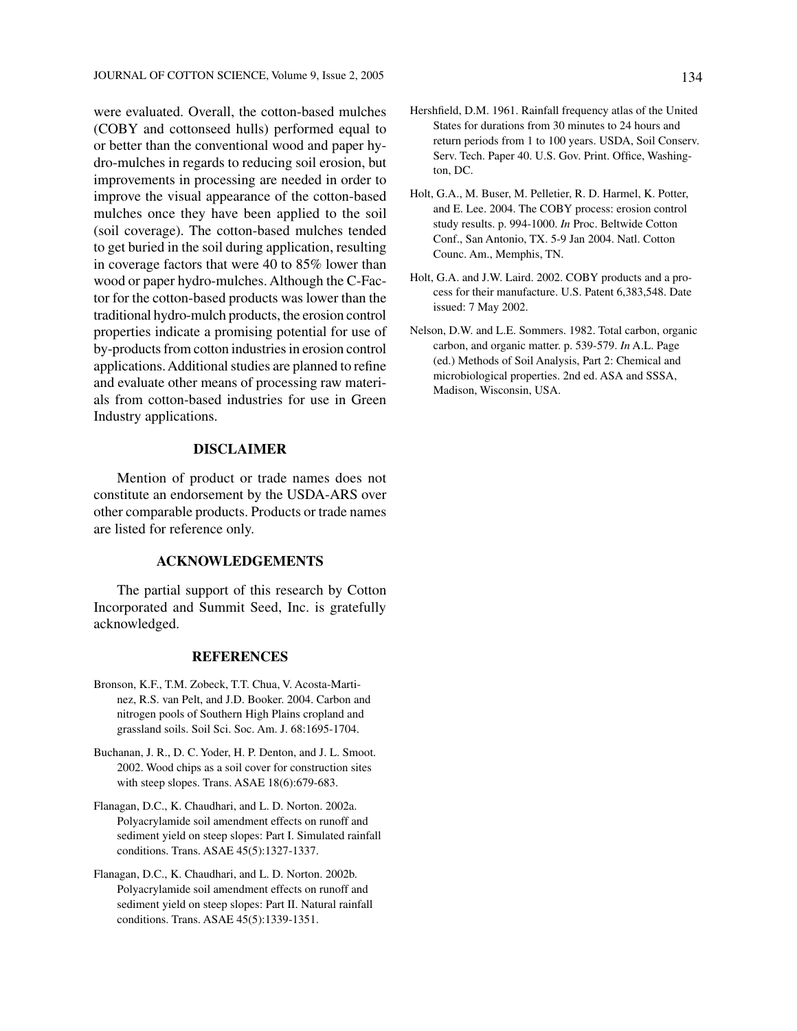were evaluated. Overall, the cotton-based mulches (COBY and cottonseed hulls) performed equal to or better than the conventional wood and paper hydro-mulches in regards to reducing soil erosion, but improvements in processing are needed in order to improve the visual appearance of the cotton-based mulches once they have been applied to the soil (soil coverage). The cotton-based mulches tended to get buried in the soil during application, resulting in coverage factors that were 40 to 85% lower than wood or paper hydro-mulches. Although the C-Factor for the cotton-based products was lower than the traditional hydro-mulch products, the erosion control properties indicate a promising potential for use of by-products from cotton industries in erosion control applications. Additional studies are planned to refine and evaluate other means of processing raw materials from cotton-based industries for use in Green Industry applications.

## DISCLAIMER

Mention of product or trade names does not constitute an endorsement by the USDA-ARS over other comparable products. Products or trade names are listed for reference only.

## ACKNOWLEDGEMENTS

The partial support of this research by Cotton Incorporated and Summit Seed, Inc. is gratefully acknowledged.

## REFERENCES

Bronson, K.F., T.M. Zobeck, T.T. Chua, V. Acosta-Martinez, R.S. van Pelt, and J.D. Booker. 2004. Carbon and nitrogen pools of Southern High Plains cropland and grassland soils. Soil Sci. Soc. Am. J. 68:1695-1704.

Buchanan, J. R., D. C. Yoder, H. P. Denton, and J. L. Smoot. 2002. Wood chips as a soil cover for construction sites with steep slopes. Trans. ASAE 18(6):679-683.

Flanagan, D.C., K. Chaudhari, and L. D. Norton. 2002a. Polyacrylamide soil amendment effects on runoff and sediment yield on steep slopes: Part I. Simulated rainfall conditions. Trans. ASAE 45(5):1327-1337.

Flanagan, D.C., K. Chaudhari, and L. D. Norton. 2002b. Polyacrylamide soil amendment effects on runoff and sediment yield on steep slopes: Part II. Natural rainfall conditions. Trans. ASAE 45(5):1339-1351.

Hershfield, D.M. 1961. Rainfall frequency atlas of the United States for durations from 30 minutes to 24 hours and return periods from 1 to 100 years. USDA, Soil Conserv. Serv. Tech. Paper 40. U.S. Gov. Print. Office, Washington, DC.

Holt, G.A., M. Buser, M. Pelletier, R. D. Harmel, K. Potter, and E. Lee. 2004. The COBY process: erosion control study results. p. 994-1000. *In* Proc. Beltwide Cotton Conf., San Antonio, TX. 5-9 Jan 2004. Natl. Cotton Counc. Am., Memphis, TN.

Holt, G.A. and J.W. Laird. 2002. COBY products and a process for their manufacture. U.S. Patent 6,383,548. Date issued: 7 May 2002.

Nelson, D.W. and L.E. Sommers. 1982. Total carbon, organic carbon, and organic matter. p. 539-579. *In* A.L. Page (ed.) Methods of Soil Analysis, Part 2: Chemical and microbiological properties. 2nd ed. ASA and SSSA, Madison, Wisconsin, USA.